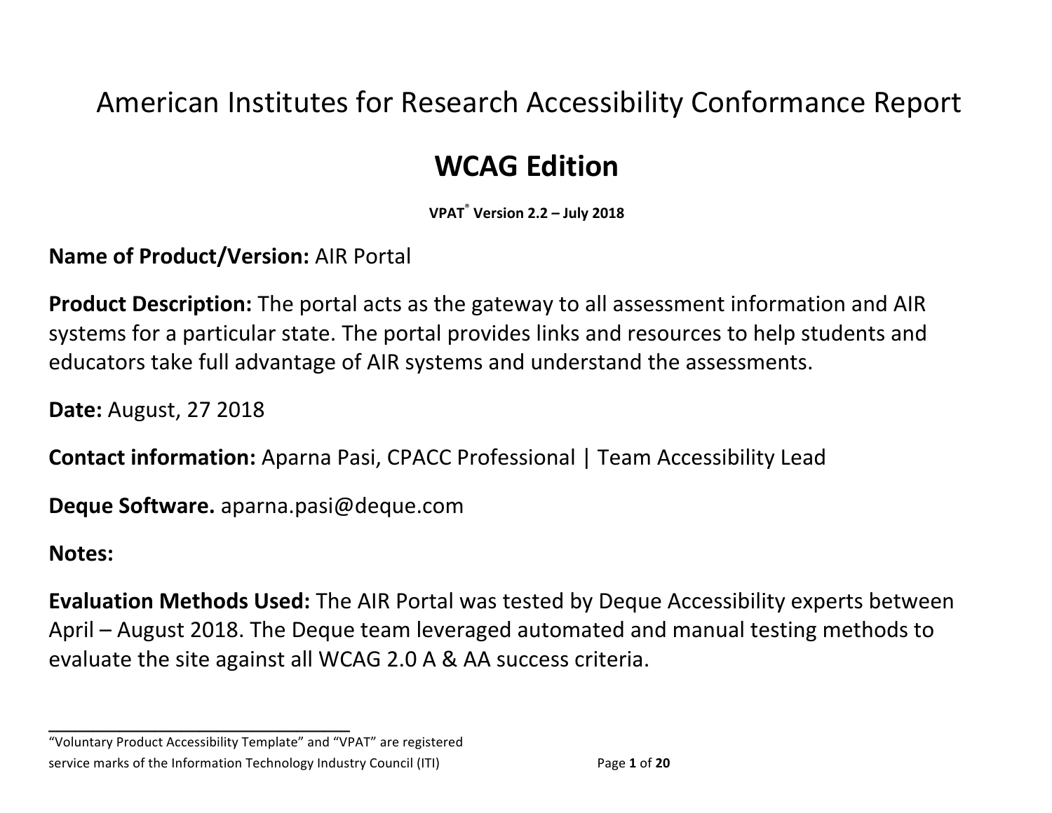# American Institutes for Research Accessibility Conformance Report

## WCAG Edition

**VPAT® Version 2.2 – July 2018**

**Name of Product/Version:** AIR Portal

**Product Description:** The portal acts as the gateway to all assessment information and AIR systems for a particular state. The portal provides links and resources to help students and educators take full advantage of AIR systems and understand the assessments.

**Date:** August, 27 2018

**Contact information:** Aparna Pasi, CPACC Professional | Team Accessibility Lead

**Deque Software.** aparna.pasi@deque.com

**Notes:**

**Evaluation Methods Used:** The AIR Portal was tested by Deque Accessibility experts between April – August 2018. The Deque team leveraged automated and manual testing methods to evaluate the site against all WCAG 2.0 A & AA success criteria.

---

"Voluntary Product Accessibility Template" and "VPAT" are registered service marks of the Information Technology Industry Council (ITI)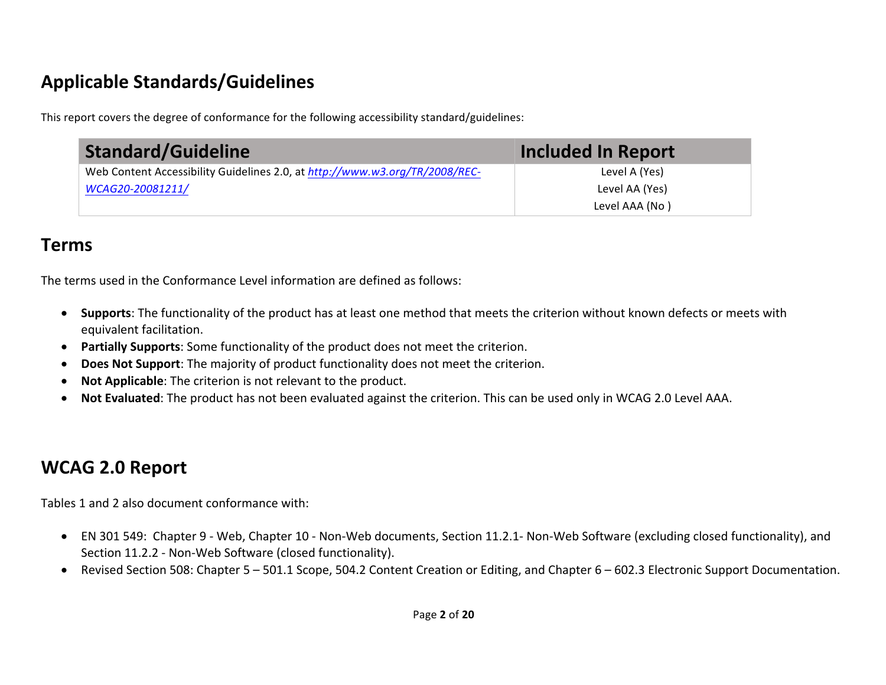## Applicable Standards/Guidelines

This report covers the degree of conformance for the following accessibility standard/guidelines:

| Standard/Guideline | Included In Report |
|---|---|
| Web Content Accessibility Guidelines 2.0, at [http://www.w3.org/TR/2008/REC-WCAG20-20081211/](http://www.w3.org/TR/2008/REC-WCAG20-20081211/) | Level A (Yes)<br>Level AA (Yes)<br>Level AAA (No ) |

## Terms

The terms used in the Conformance Level information are defined as follows:

- **Supports**: The functionality of the product has at least one method that meets the criterion without known defects or meets with equivalent facilitation.
- **Partially Supports**: Some functionality of the product does not meet the criterion.
- **Does Not Support**: The majority of product functionality does not meet the criterion.
- **Not Applicable**: The criterion is not relevant to the product.
- **Not Evaluated**: The product has not been evaluated against the criterion. This can be used only in WCAG 2.0 Level AAA.

## WCAG 2.0 Report

Tables 1 and 2 also document conformance with:

- EN 301 549: Chapter 9 - Web, Chapter 10 - Non-Web documents, Section 11.2.1- Non-Web Software (excluding closed functionality), and Section 11.2.2 - Non-Web Software (closed functionality).
- Revised Section 508: Chapter 5 – 501.1 Scope, 504.2 Content Creation or Editing, and Chapter 6 – 602.3 Electronic Support Documentation.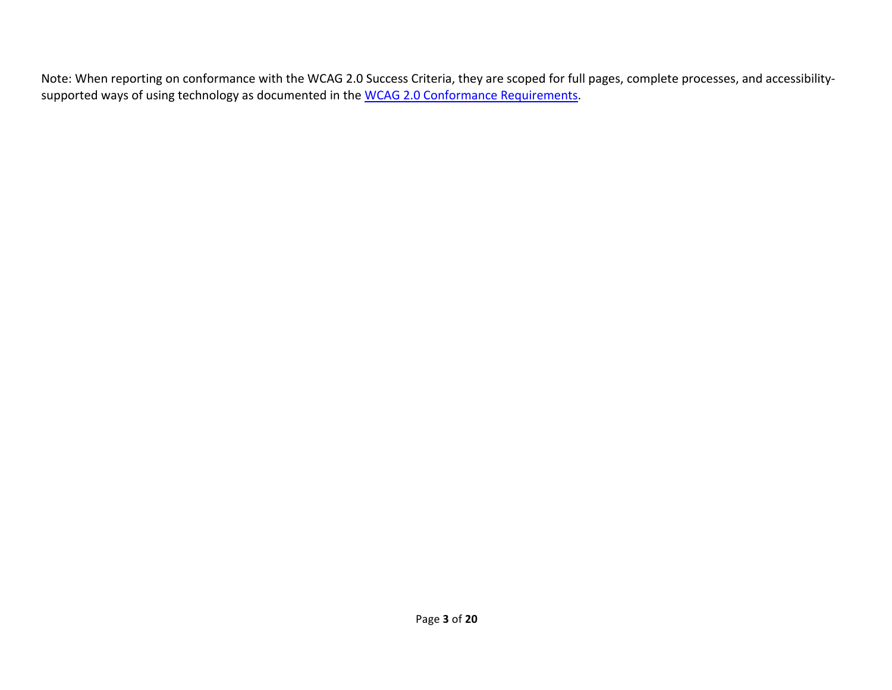Note: When reporting on conformance with the WCAG 2.0 Success Criteria, they are scoped for full pages, complete processes, and accessibility-supported ways of using technology as documented in the [WCAG 2.0 Conformance Requirements](https://www.w3.org/TR/WCAG20/#conformance-reqs).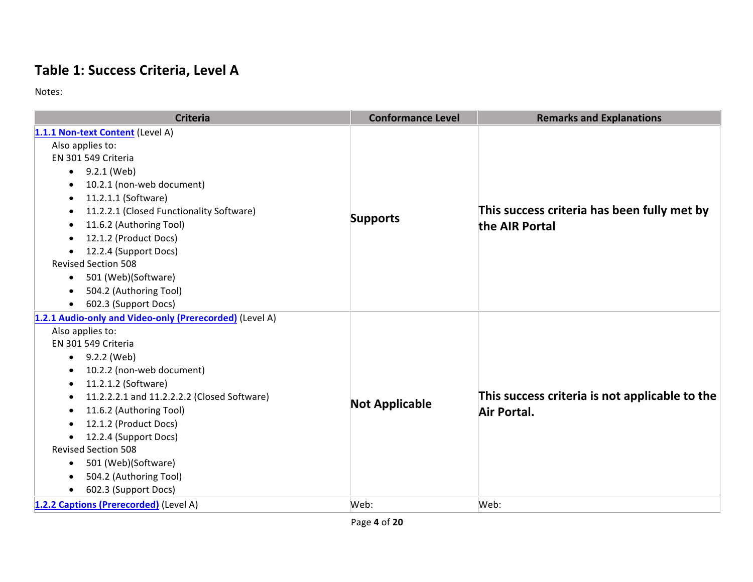## Table 1: Success Criteria, Level A

Notes:

| Criteria | Conformance Level | Remarks and Explanations |
|---|---|---|
| **1.1.1 Non-text Content** (Level A)<br>Also applies to:<br>EN 301 549 Criteria<br>• 9.2.1 (Web)<br>• 10.2.1 (non-web document)<br>• 11.2.1.1 (Software)<br>• 11.2.2.1 (Closed Functionality Software)<br>• 11.6.2 (Authoring Tool)<br>• 12.1.2 (Product Docs)<br>• 12.2.4 (Support Docs)<br>Revised Section 508<br>• 501 (Web)(Software)<br>• 504.2 (Authoring Tool)<br>• 602.3 (Support Docs) | **Supports** | **This success criteria has been fully met by the AIR Portal** |
| **1.2.1 Audio-only and Video-only (Prerecorded)** (Level A)<br>Also applies to:<br>EN 301 549 Criteria<br>• 9.2.2 (Web)<br>• 10.2.2 (non-web document)<br>• 11.2.1.2 (Software)<br>• 11.2.2.2.1 and 11.2.2.2.2 (Closed Software)<br>• 11.6.2 (Authoring Tool)<br>• 12.1.2 (Product Docs)<br>• 12.2.4 (Support Docs)<br>Revised Section 508<br>• 501 (Web)(Software)<br>• 504.2 (Authoring Tool)<br>• 602.3 (Support Docs) | **Not Applicable** | **This success criteria is not applicable to the Air Portal.** |
| **1.2.2 Captions (Prerecorded)** (Level A) | Web: | Web: |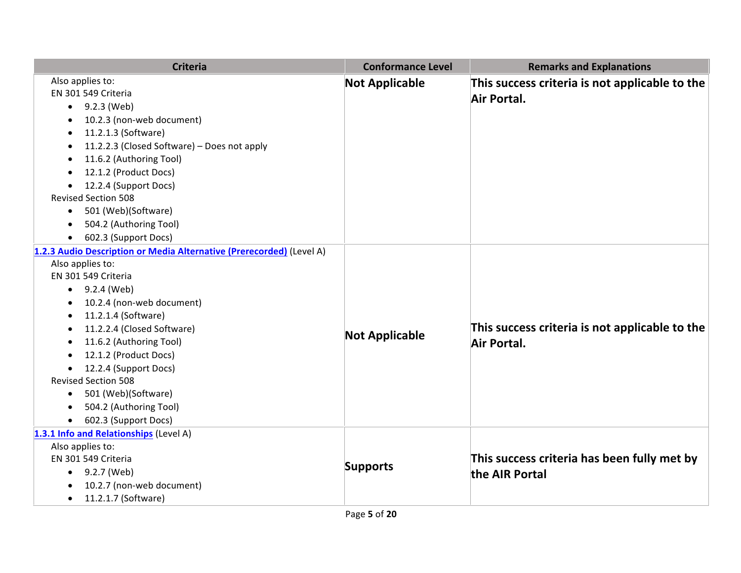| Criteria | Conformance Level | Remarks and Explanations |
|---|---|---|
| Also applies to:<br>EN 301 549 Criteria<br>• 9.2.3 (Web)<br>• 10.2.3 (non-web document)<br>• 11.2.1.3 (Software)<br>• 11.2.2.3 (Closed Software) – Does not apply<br>• 11.6.2 (Authoring Tool)<br>• 12.1.2 (Product Docs)<br>• 12.2.4 (Support Docs)<br>Revised Section 508<br>• 501 (Web)(Software)<br>• 504.2 (Authoring Tool)<br>• 602.3 (Support Docs) | **Not Applicable** | **This success criteria is not applicable to the Air Portal.** |
| [1.2.3 Audio Description or Media Alternative (Prerecorded)]() (Level A)<br>Also applies to:<br>EN 301 549 Criteria<br>• 9.2.4 (Web)<br>• 10.2.4 (non-web document)<br>• 11.2.1.4 (Software)<br>• 11.2.2.4 (Closed Software)<br>• 11.6.2 (Authoring Tool)<br>• 12.1.2 (Product Docs)<br>• 12.2.4 (Support Docs)<br>Revised Section 508<br>• 501 (Web)(Software)<br>• 504.2 (Authoring Tool)<br>• 602.3 (Support Docs) | **Not Applicable** | **This success criteria is not applicable to the Air Portal.** |
| [1.3.1 Info and Relationships]() (Level A)<br>Also applies to:<br>EN 301 549 Criteria<br>• 9.2.7 (Web)<br>• 10.2.7 (non-web document)<br>• 11.2.1.7 (Software) | **Supports** | **This success criteria has been fully met by the AIR Portal** |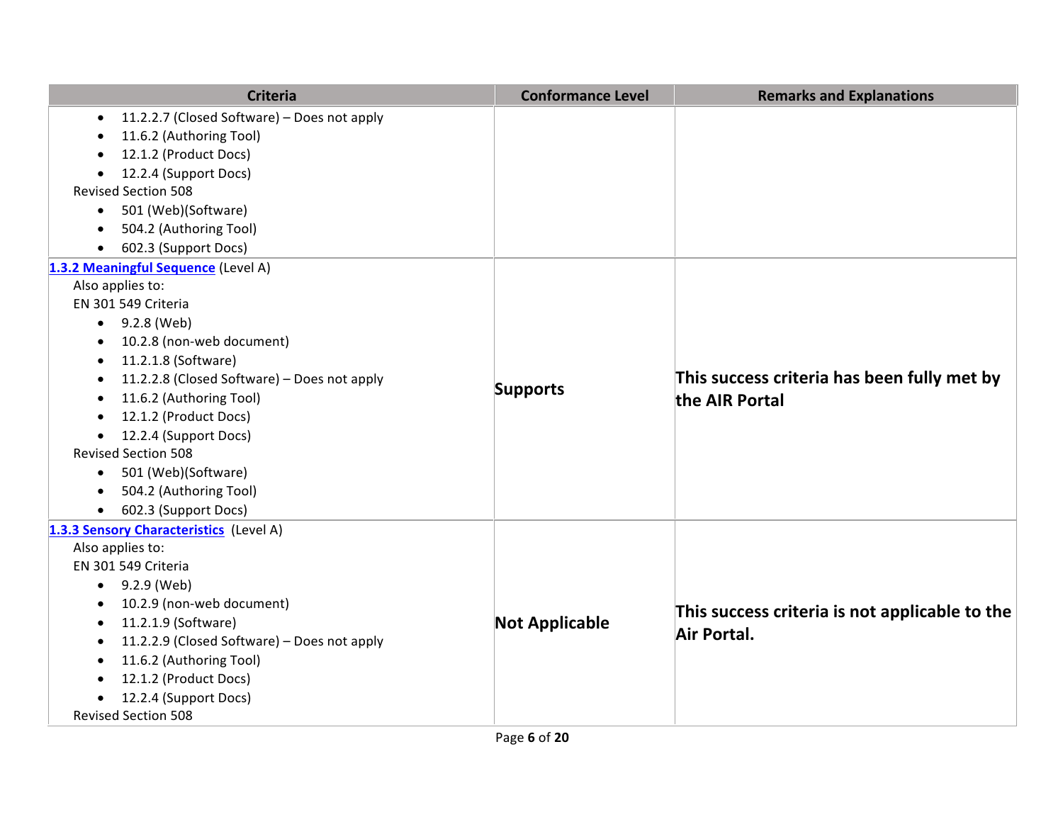| Criteria | Conformance Level | Remarks and Explanations |
| --- | --- | --- |
| • 11.2.2.7 (Closed Software) – Does not apply<br>• 11.6.2 (Authoring Tool)<br>• 12.1.2 (Product Docs)<br>• 12.2.4 (Support Docs)<br>Revised Section 508<br>• 501 (Web)(Software)<br>• 504.2 (Authoring Tool)<br>• 602.3 (Support Docs) | | |
| **1.3.2 Meaningful Sequence** (Level A)<br>Also applies to:<br>EN 301 549 Criteria<br>• 9.2.8 (Web)<br>• 10.2.8 (non-web document)<br>• 11.2.1.8 (Software)<br>• 11.2.2.8 (Closed Software) – Does not apply<br>• 11.6.2 (Authoring Tool)<br>• 12.1.2 (Product Docs)<br>• 12.2.4 (Support Docs)<br>Revised Section 508<br>• 501 (Web)(Software)<br>• 504.2 (Authoring Tool)<br>• 602.3 (Support Docs) | **Supports** | **This success criteria has been fully met by the AIR Portal** |
| **1.3.3 Sensory Characteristics** (Level A)<br>Also applies to:<br>EN 301 549 Criteria<br>• 9.2.9 (Web)<br>• 10.2.9 (non-web document)<br>• 11.2.1.9 (Software)<br>• 11.2.2.9 (Closed Software) – Does not apply<br>• 11.6.2 (Authoring Tool)<br>• 12.1.2 (Product Docs)<br>• 12.2.4 (Support Docs)<br>Revised Section 508 | **Not Applicable** | **This success criteria is not applicable to the Air Portal.** |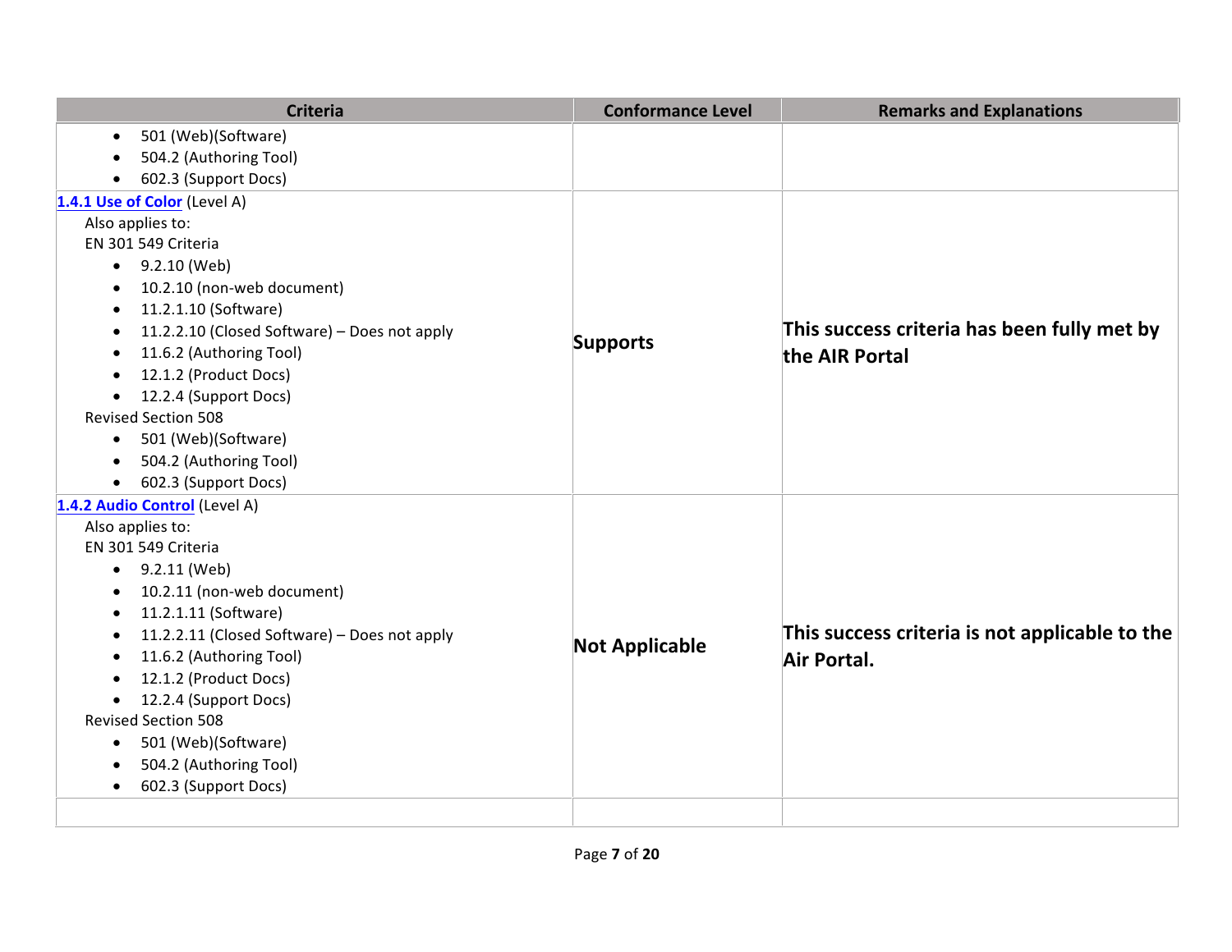| Criteria | Conformance Level | Remarks and Explanations |
| --- | --- | --- |
| • 501 (Web)(Software)<br>• 504.2 (Authoring Tool)<br>• 602.3 (Support Docs) | | |
| **1.4.1 Use of Color** (Level A)<br>Also applies to:<br>EN 301 549 Criteria<br>• 9.2.10 (Web)<br>• 10.2.10 (non-web document)<br>• 11.2.1.10 (Software)<br>• 11.2.2.10 (Closed Software) – Does not apply<br>• 11.6.2 (Authoring Tool)<br>• 12.1.2 (Product Docs)<br>• 12.2.4 (Support Docs)<br>Revised Section 508<br>• 501 (Web)(Software)<br>• 504.2 (Authoring Tool)<br>• 602.3 (Support Docs) | **Supports** | **This success criteria has been fully met by the AIR Portal** |
| **1.4.2 Audio Control** (Level A)<br>Also applies to:<br>EN 301 549 Criteria<br>• 9.2.11 (Web)<br>• 10.2.11 (non-web document)<br>• 11.2.1.11 (Software)<br>• 11.2.2.11 (Closed Software) – Does not apply<br>• 11.6.2 (Authoring Tool)<br>• 12.1.2 (Product Docs)<br>• 12.2.4 (Support Docs)<br>Revised Section 508<br>• 501 (Web)(Software)<br>• 504.2 (Authoring Tool)<br>• 602.3 (Support Docs) | **Not Applicable** | **This success criteria is not applicable to the Air Portal.** |
| | | |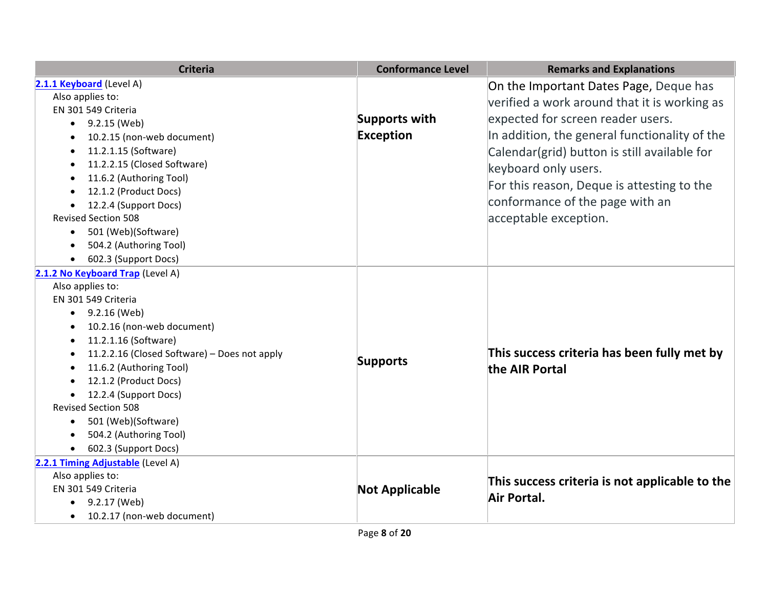| Criteria | Conformance Level | Remarks and Explanations |
|---|---|---|
| **[2.1.1 Keyboard](#)** (Level A)<br>Also applies to:<br>EN 301 549 Criteria<br>• 9.2.15 (Web)<br>• 10.2.15 (non-web document)<br>• 11.2.1.15 (Software)<br>• 11.2.2.15 (Closed Software)<br>• 11.6.2 (Authoring Tool)<br>• 12.1.2 (Product Docs)<br>• 12.2.4 (Support Docs)<br>Revised Section 508<br>• 501 (Web)(Software)<br>• 504.2 (Authoring Tool)<br>• 602.3 (Support Docs) | **Supports with Exception** | On the Important Dates Page, Deque has verified a work around that it is working as expected for screen reader users.<br>In addition, the general functionality of the Calendar(grid) button is still available for keyboard only users.<br>For this reason, Deque is attesting to the conformance of the page with an acceptable exception. |
| **[2.1.2 No Keyboard Trap](#)** (Level A)<br>Also applies to:<br>EN 301 549 Criteria<br>• 9.2.16 (Web)<br>• 10.2.16 (non-web document)<br>• 11.2.1.16 (Software)<br>• 11.2.2.16 (Closed Software) – Does not apply<br>• 11.6.2 (Authoring Tool)<br>• 12.1.2 (Product Docs)<br>• 12.2.4 (Support Docs)<br>Revised Section 508<br>• 501 (Web)(Software)<br>• 504.2 (Authoring Tool)<br>• 602.3 (Support Docs) | **Supports** | **This success criteria has been fully met by the AIR Portal** |
| **[2.2.1 Timing Adjustable](#)** (Level A)<br>Also applies to:<br>EN 301 549 Criteria<br>• 9.2.17 (Web)<br>• 10.2.17 (non-web document) | **Not Applicable** | **This success criteria is not applicable to the Air Portal.** |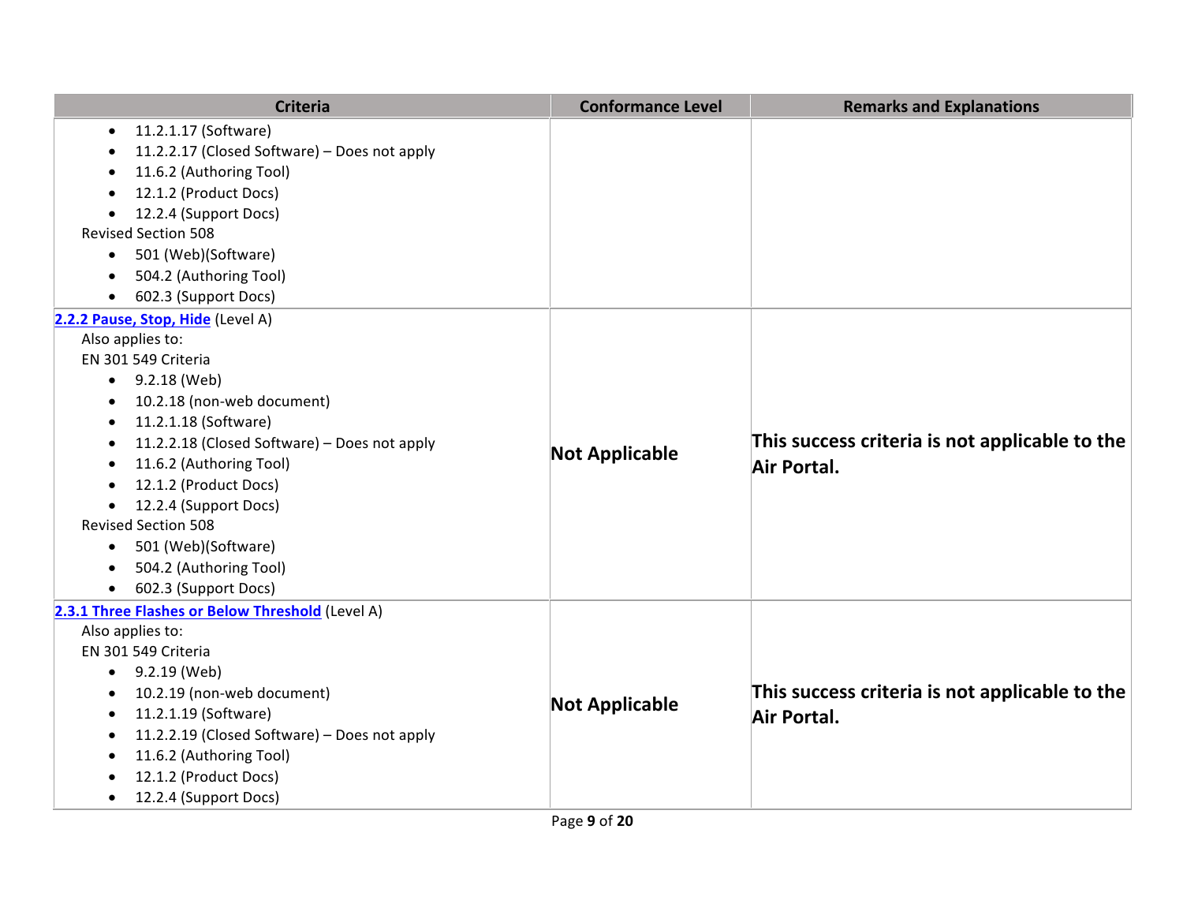| Criteria | Conformance Level | Remarks and Explanations |
|---|---|---|
| <ul><li>11.2.1.17 (Software)</li><li>11.2.2.17 (Closed Software) – Does not apply</li><li>11.6.2 (Authoring Tool)</li><li>12.1.2 (Product Docs)</li><li>12.2.4 (Support Docs)</li></ul>Revised Section 508<ul><li>501 (Web)(Software)</li><li>504.2 (Authoring Tool)</li><li>602.3 (Support Docs)</li></ul> | | |
| **2.2.2 Pause, Stop, Hide** (Level A)<br>Also applies to:<br>EN 301 549 Criteria<ul><li>9.2.18 (Web)</li><li>10.2.18 (non-web document)</li><li>11.2.1.18 (Software)</li><li>11.2.2.18 (Closed Software) – Does not apply</li><li>11.6.2 (Authoring Tool)</li><li>12.1.2 (Product Docs)</li><li>12.2.4 (Support Docs)</li></ul>Revised Section 508<ul><li>501 (Web)(Software)</li><li>504.2 (Authoring Tool)</li><li>602.3 (Support Docs)</li></ul> | **Not Applicable** | **This success criteria is not applicable to the Air Portal.** |
| **2.3.1 Three Flashes or Below Threshold** (Level A)<br>Also applies to:<br>EN 301 549 Criteria<ul><li>9.2.19 (Web)</li><li>10.2.19 (non-web document)</li><li>11.2.1.19 (Software)</li><li>11.2.2.19 (Closed Software) – Does not apply</li><li>11.6.2 (Authoring Tool)</li><li>12.1.2 (Product Docs)</li><li>12.2.4 (Support Docs)</li></ul> | **Not Applicable** | **This success criteria is not applicable to the Air Portal.** |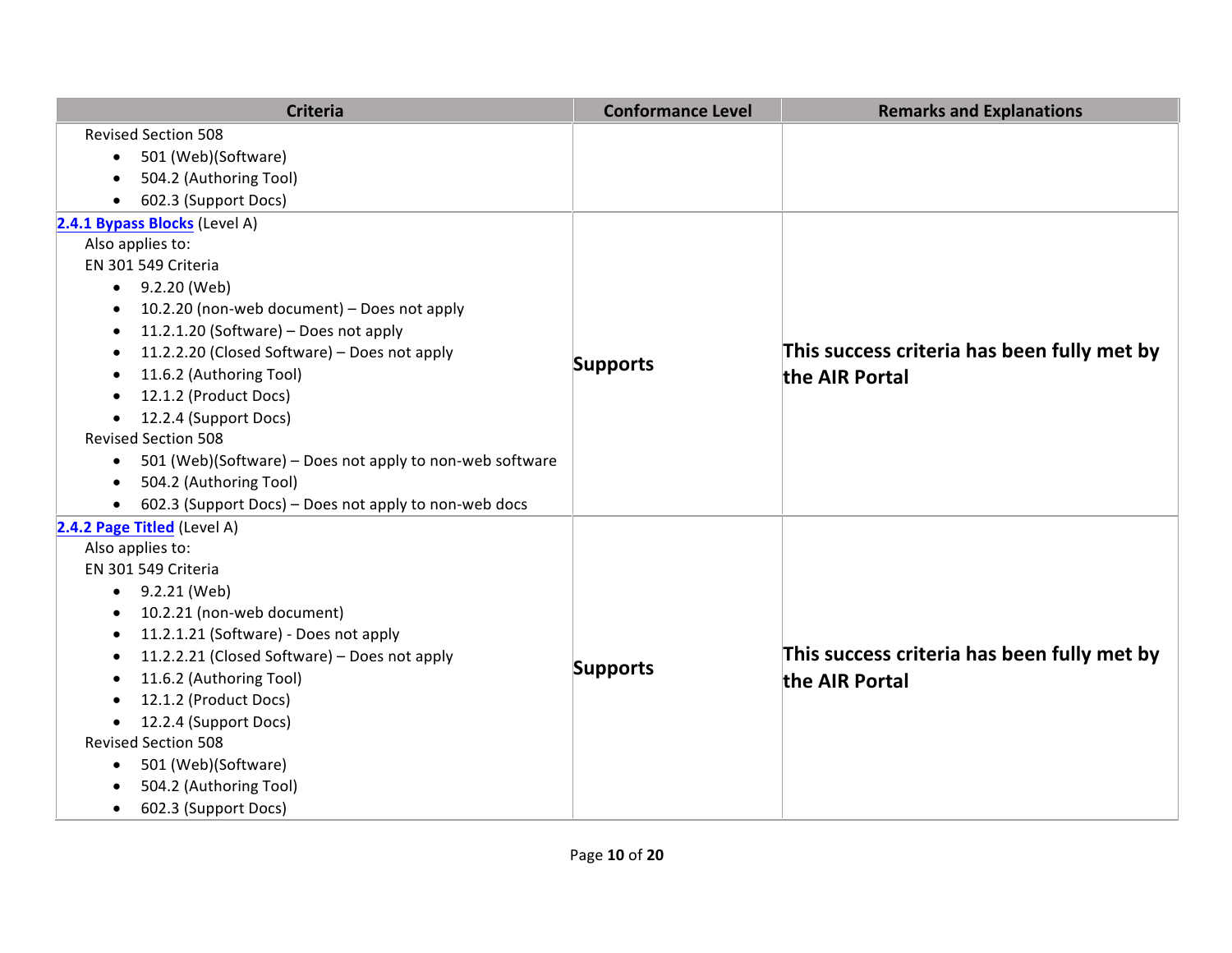| Criteria | Conformance Level | Remarks and Explanations |
|---|---|---|
| Revised Section 508<br>• 501 (Web)(Software)<br>• 504.2 (Authoring Tool)<br>• 602.3 (Support Docs) | | |
| [**2.4.1 Bypass Blocks**]() (Level A)<br>Also applies to:<br>EN 301 549 Criteria<br>• 9.2.20 (Web)<br>• 10.2.20 (non-web document) – Does not apply<br>• 11.2.1.20 (Software) – Does not apply<br>• 11.2.2.20 (Closed Software) – Does not apply<br>• 11.6.2 (Authoring Tool)<br>• 12.1.2 (Product Docs)<br>• 12.2.4 (Support Docs)<br>Revised Section 508<br>• 501 (Web)(Software) – Does not apply to non-web software<br>• 504.2 (Authoring Tool)<br>• 602.3 (Support Docs) – Does not apply to non-web docs | **Supports** | **This success criteria has been fully met by the AIR Portal** |
| [**2.4.2 Page Titled**]() (Level A)<br>Also applies to:<br>EN 301 549 Criteria<br>• 9.2.21 (Web)<br>• 10.2.21 (non-web document)<br>• 11.2.1.21 (Software) - Does not apply<br>• 11.2.2.21 (Closed Software) – Does not apply<br>• 11.6.2 (Authoring Tool)<br>• 12.1.2 (Product Docs)<br>• 12.2.4 (Support Docs)<br>Revised Section 508<br>• 501 (Web)(Software)<br>• 504.2 (Authoring Tool)<br>• 602.3 (Support Docs) | **Supports** | **This success criteria has been fully met by the AIR Portal** |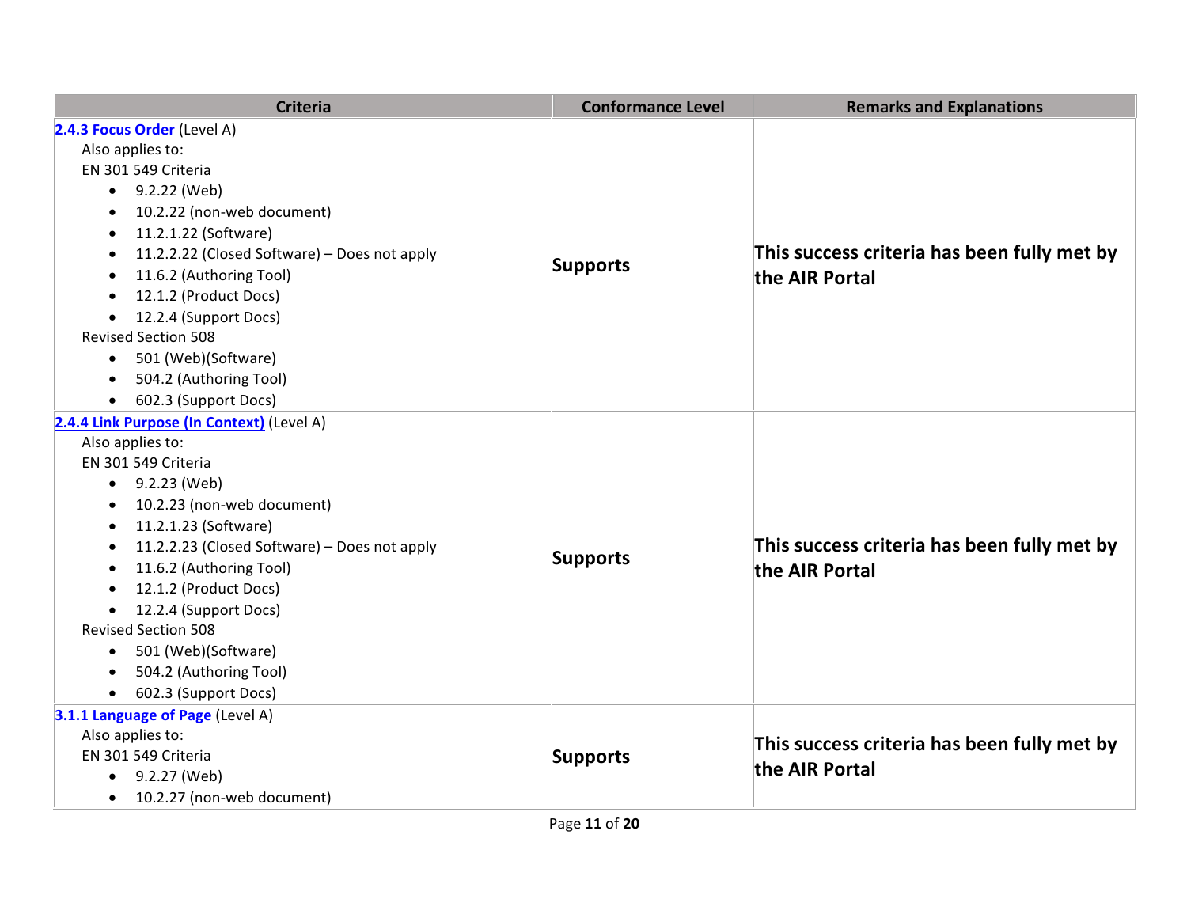| Criteria | Conformance Level | Remarks and Explanations |
| --- | --- | --- |
| **2.4.3 Focus Order** (Level A)<br>Also applies to:<br>EN 301 549 Criteria<br>• 9.2.22 (Web)<br>• 10.2.22 (non-web document)<br>• 11.2.1.22 (Software)<br>• 11.2.2.22 (Closed Software) – Does not apply<br>• 11.6.2 (Authoring Tool)<br>• 12.1.2 (Product Docs)<br>• 12.2.4 (Support Docs)<br>Revised Section 508<br>• 501 (Web)(Software)<br>• 504.2 (Authoring Tool)<br>• 602.3 (Support Docs) | **Supports** | **This success criteria has been fully met by the AIR Portal** |
| **2.4.4 Link Purpose (In Context)** (Level A)<br>Also applies to:<br>EN 301 549 Criteria<br>• 9.2.23 (Web)<br>• 10.2.23 (non-web document)<br>• 11.2.1.23 (Software)<br>• 11.2.2.23 (Closed Software) – Does not apply<br>• 11.6.2 (Authoring Tool)<br>• 12.1.2 (Product Docs)<br>• 12.2.4 (Support Docs)<br>Revised Section 508<br>• 501 (Web)(Software)<br>• 504.2 (Authoring Tool)<br>• 602.3 (Support Docs) | **Supports** | **This success criteria has been fully met by the AIR Portal** |
| **3.1.1 Language of Page** (Level A)<br>Also applies to:<br>EN 301 549 Criteria<br>• 9.2.27 (Web)<br>• 10.2.27 (non-web document) | **Supports** | **This success criteria has been fully met by the AIR Portal** |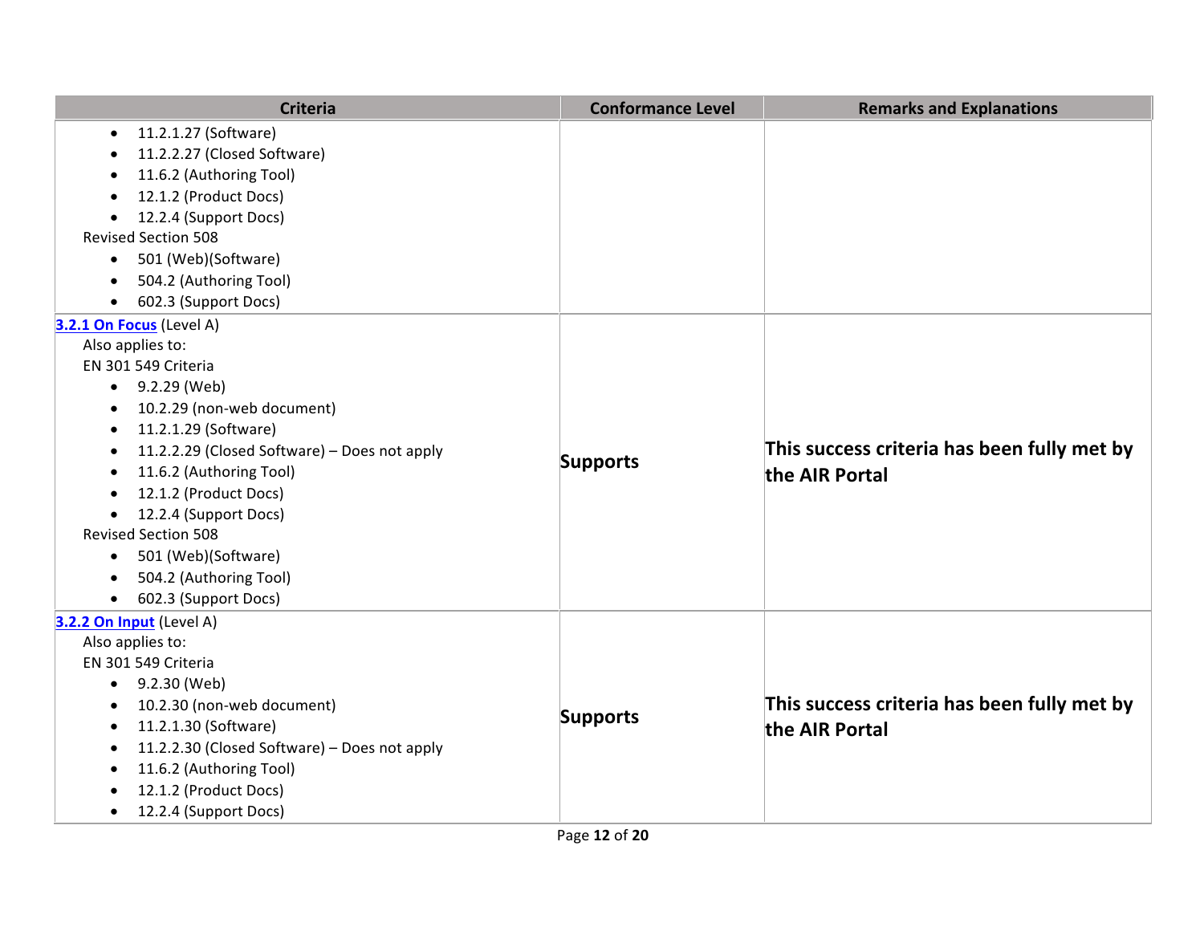| Criteria | Conformance Level | Remarks and Explanations |
|---|---|---|
| <ul><li>11.2.1.27 (Software)</li><li>11.2.2.27 (Closed Software)</li><li>11.6.2 (Authoring Tool)</li><li>12.1.2 (Product Docs)</li><li>12.2.4 (Support Docs)</li></ul>Revised Section 508<ul><li>501 (Web)(Software)</li><li>504.2 (Authoring Tool)</li><li>602.3 (Support Docs)</li></ul> | | |
| **3.2.1 On Focus** (Level A)<br>Also applies to:<br>EN 301 549 Criteria<ul><li>9.2.29 (Web)</li><li>10.2.29 (non-web document)</li><li>11.2.1.29 (Software)</li><li>11.2.2.29 (Closed Software) – Does not apply</li><li>11.6.2 (Authoring Tool)</li><li>12.1.2 (Product Docs)</li><li>12.2.4 (Support Docs)</li></ul>Revised Section 508<ul><li>501 (Web)(Software)</li><li>504.2 (Authoring Tool)</li><li>602.3 (Support Docs)</li></ul> | **Supports** | **This success criteria has been fully met by the AIR Portal** |
| **3.2.2 On Input** (Level A)<br>Also applies to:<br>EN 301 549 Criteria<ul><li>9.2.30 (Web)</li><li>10.2.30 (non-web document)</li><li>11.2.1.30 (Software)</li><li>11.2.2.30 (Closed Software) – Does not apply</li><li>11.6.2 (Authoring Tool)</li><li>12.1.2 (Product Docs)</li><li>12.2.4 (Support Docs)</li></ul> | **Supports** | **This success criteria has been fully met by the AIR Portal** |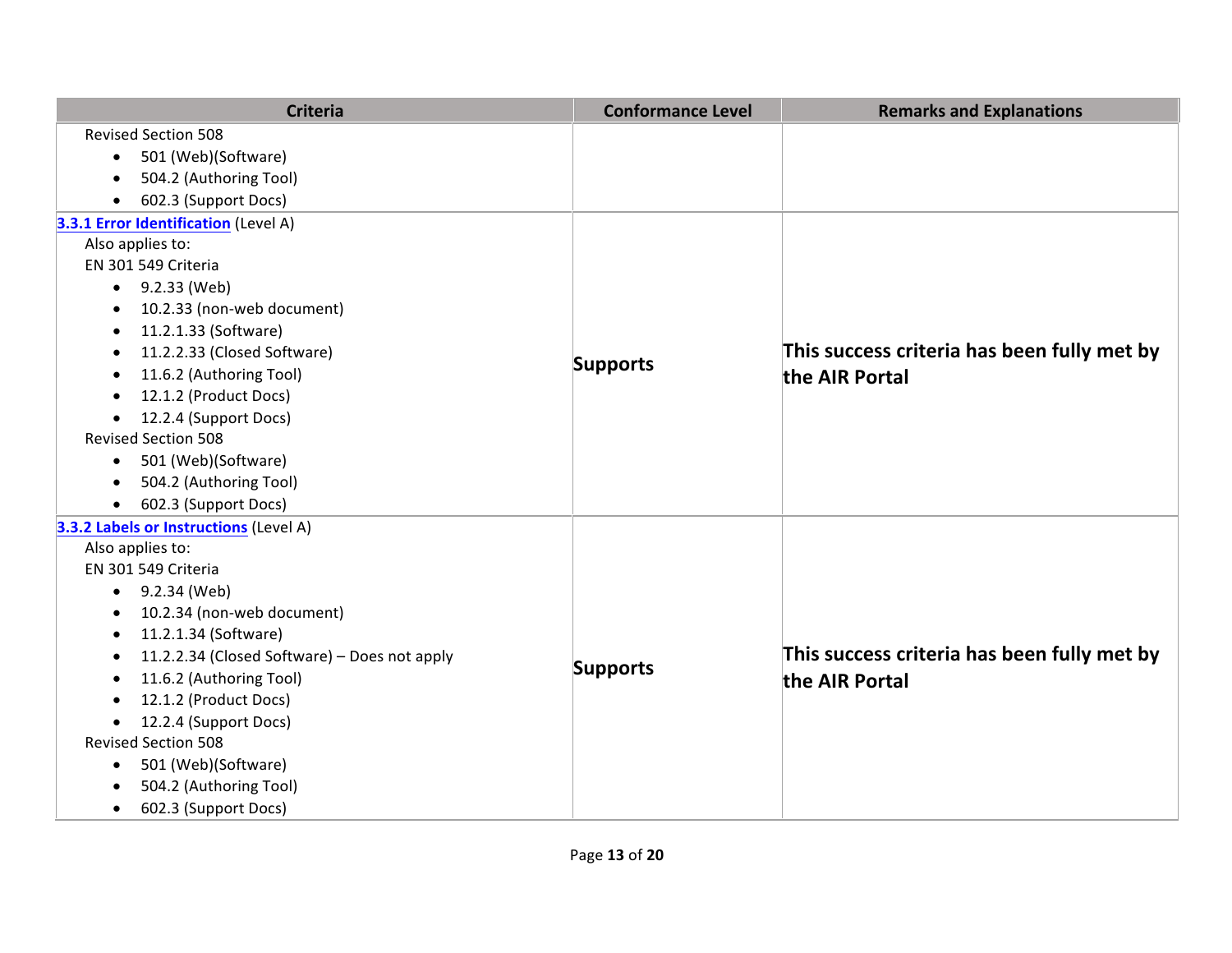| Criteria | Conformance Level | Remarks and Explanations |
| --- | --- | --- |
| Revised Section 508<br>• 501 (Web)(Software)<br>• 504.2 (Authoring Tool)<br>• 602.3 (Support Docs) | | |
| **[3.3.1 Error Identification](#)** (Level A)<br>Also applies to:<br>EN 301 549 Criteria<br>• 9.2.33 (Web)<br>• 10.2.33 (non-web document)<br>• 11.2.1.33 (Software)<br>• 11.2.2.33 (Closed Software)<br>• 11.6.2 (Authoring Tool)<br>• 12.1.2 (Product Docs)<br>• 12.2.4 (Support Docs)<br>Revised Section 508<br>• 501 (Web)(Software)<br>• 504.2 (Authoring Tool)<br>• 602.3 (Support Docs) | **Supports** | **This success criteria has been fully met by the AIR Portal** |
| **[3.3.2 Labels or Instructions](#)** (Level A)<br>Also applies to:<br>EN 301 549 Criteria<br>• 9.2.34 (Web)<br>• 10.2.34 (non-web document)<br>• 11.2.1.34 (Software)<br>• 11.2.2.34 (Closed Software) – Does not apply<br>• 11.6.2 (Authoring Tool)<br>• 12.1.2 (Product Docs)<br>• 12.2.4 (Support Docs)<br>Revised Section 508<br>• 501 (Web)(Software)<br>• 504.2 (Authoring Tool)<br>• 602.3 (Support Docs) | **Supports** | **This success criteria has been fully met by the AIR Portal** |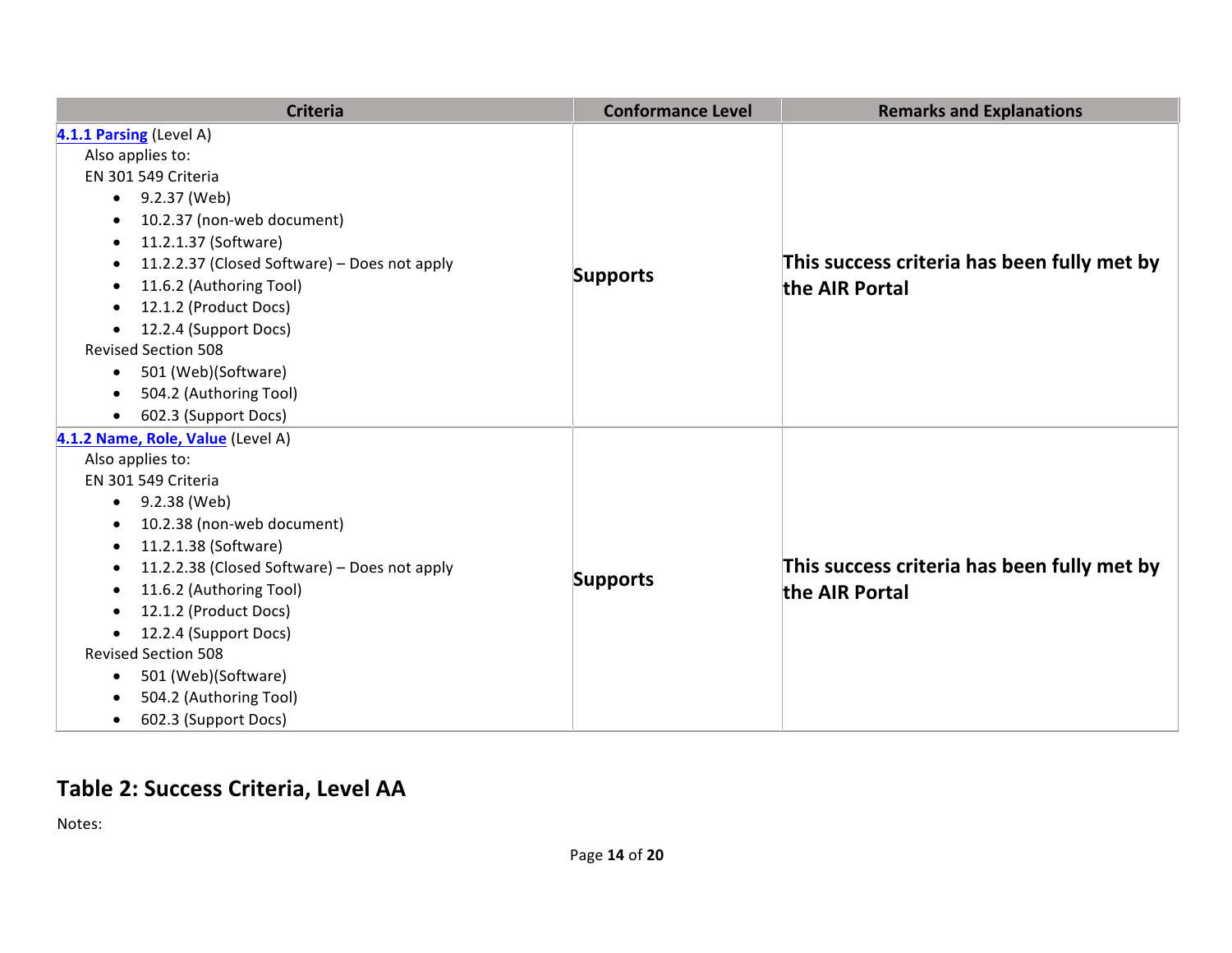| Criteria | Conformance Level | Remarks and Explanations |
| --- | --- | --- |
| **4.1.1 Parsing** (Level A)<br>Also applies to:<br>EN 301 549 Criteria<br>• 9.2.37 (Web)<br>• 10.2.37 (non-web document)<br>• 11.2.1.37 (Software)<br>• 11.2.2.37 (Closed Software) – Does not apply<br>• 11.6.2 (Authoring Tool)<br>• 12.1.2 (Product Docs)<br>• 12.2.4 (Support Docs)<br>Revised Section 508<br>• 501 (Web)(Software)<br>• 504.2 (Authoring Tool)<br>• 602.3 (Support Docs) | **Supports** | **This success criteria has been fully met by the AIR Portal** |
| **4.1.2 Name, Role, Value** (Level A)<br>Also applies to:<br>EN 301 549 Criteria<br>• 9.2.38 (Web)<br>• 10.2.38 (non-web document)<br>• 11.2.1.38 (Software)<br>• 11.2.2.38 (Closed Software) – Does not apply<br>• 11.6.2 (Authoring Tool)<br>• 12.1.2 (Product Docs)<br>• 12.2.4 (Support Docs)<br>Revised Section 508<br>• 501 (Web)(Software)<br>• 504.2 (Authoring Tool)<br>• 602.3 (Support Docs) | **Supports** | **This success criteria has been fully met by the AIR Portal** |

## Table 2: Success Criteria, Level AA

Notes: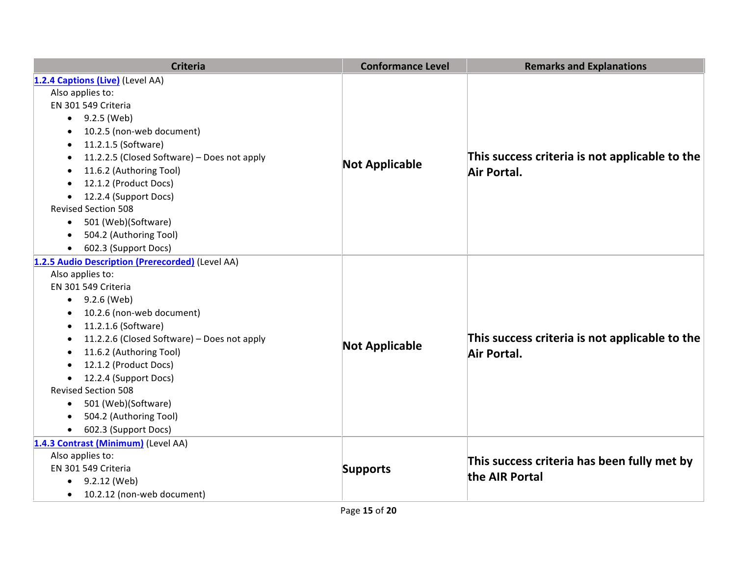| Criteria | Conformance Level | Remarks and Explanations |
| --- | --- | --- |
| **[1.2.4 Captions (Live)]** (Level AA)<br>Also applies to:<br>EN 301 549 Criteria<br>• 9.2.5 (Web)<br>• 10.2.5 (non-web document)<br>• 11.2.1.5 (Software)<br>• 11.2.2.5 (Closed Software) – Does not apply<br>• 11.6.2 (Authoring Tool)<br>• 12.1.2 (Product Docs)<br>• 12.2.4 (Support Docs)<br>Revised Section 508<br>• 501 (Web)(Software)<br>• 504.2 (Authoring Tool)<br>• 602.3 (Support Docs) | **Not Applicable** | **This success criteria is not applicable to the Air Portal.** |
| **[1.2.5 Audio Description (Prerecorded)]** (Level AA)<br>Also applies to:<br>EN 301 549 Criteria<br>• 9.2.6 (Web)<br>• 10.2.6 (non-web document)<br>• 11.2.1.6 (Software)<br>• 11.2.2.6 (Closed Software) – Does not apply<br>• 11.6.2 (Authoring Tool)<br>• 12.1.2 (Product Docs)<br>• 12.2.4 (Support Docs)<br>Revised Section 508<br>• 501 (Web)(Software)<br>• 504.2 (Authoring Tool)<br>• 602.3 (Support Docs) | **Not Applicable** | **This success criteria is not applicable to the Air Portal.** |
| **[1.4.3 Contrast (Minimum)]** (Level AA)<br>Also applies to:<br>EN 301 549 Criteria<br>• 9.2.12 (Web)<br>• 10.2.12 (non-web document) | **Supports** | **This success criteria has been fully met by the AIR Portal** |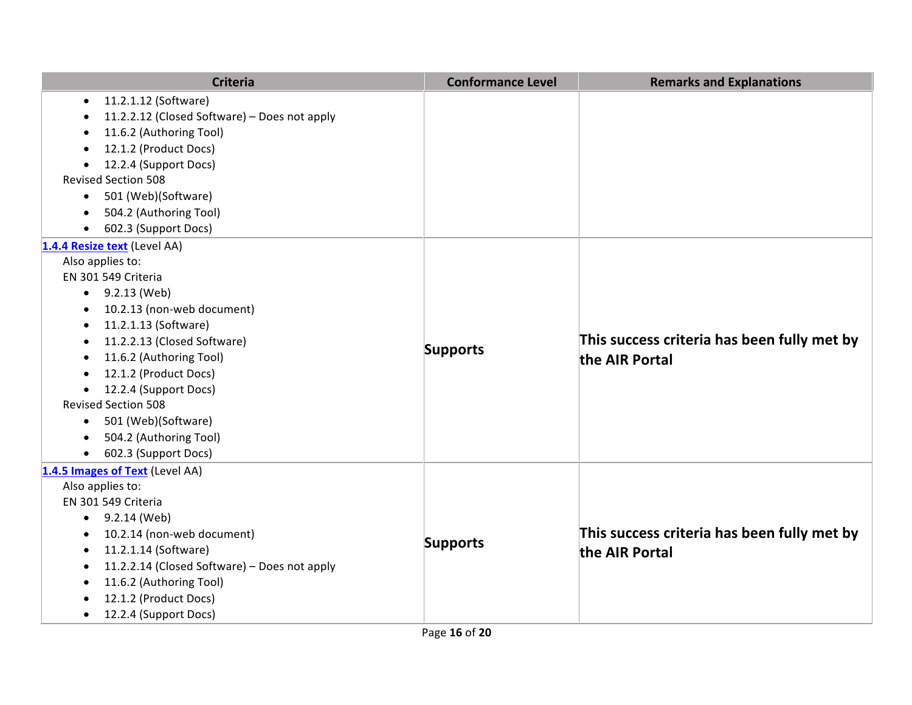| Criteria | Conformance Level | Remarks and Explanations |
| --- | --- | --- |
| • 11.2.1.12 (Software)<br>• 11.2.2.12 (Closed Software) – Does not apply<br>• 11.6.2 (Authoring Tool)<br>• 12.1.2 (Product Docs)<br>• 12.2.4 (Support Docs)<br>Revised Section 508<br>• 501 (Web)(Software)<br>• 504.2 (Authoring Tool)<br>• 602.3 (Support Docs) | | |
| [1.4.4 Resize text](#) (Level AA)<br>Also applies to:<br>EN 301 549 Criteria<br>• 9.2.13 (Web)<br>• 10.2.13 (non-web document)<br>• 11.2.1.13 (Software)<br>• 11.2.2.13 (Closed Software)<br>• 11.6.2 (Authoring Tool)<br>• 12.1.2 (Product Docs)<br>• 12.2.4 (Support Docs)<br>Revised Section 508<br>• 501 (Web)(Software)<br>• 504.2 (Authoring Tool)<br>• 602.3 (Support Docs) | **Supports** | **This success criteria has been fully met by the AIR Portal** |
| [1.4.5 Images of Text](#) (Level AA)<br>Also applies to:<br>EN 301 549 Criteria<br>• 9.2.14 (Web)<br>• 10.2.14 (non-web document)<br>• 11.2.1.14 (Software)<br>• 11.2.2.14 (Closed Software) – Does not apply<br>• 11.6.2 (Authoring Tool)<br>• 12.1.2 (Product Docs)<br>• 12.2.4 (Support Docs) | **Supports** | **This success criteria has been fully met by the AIR Portal** |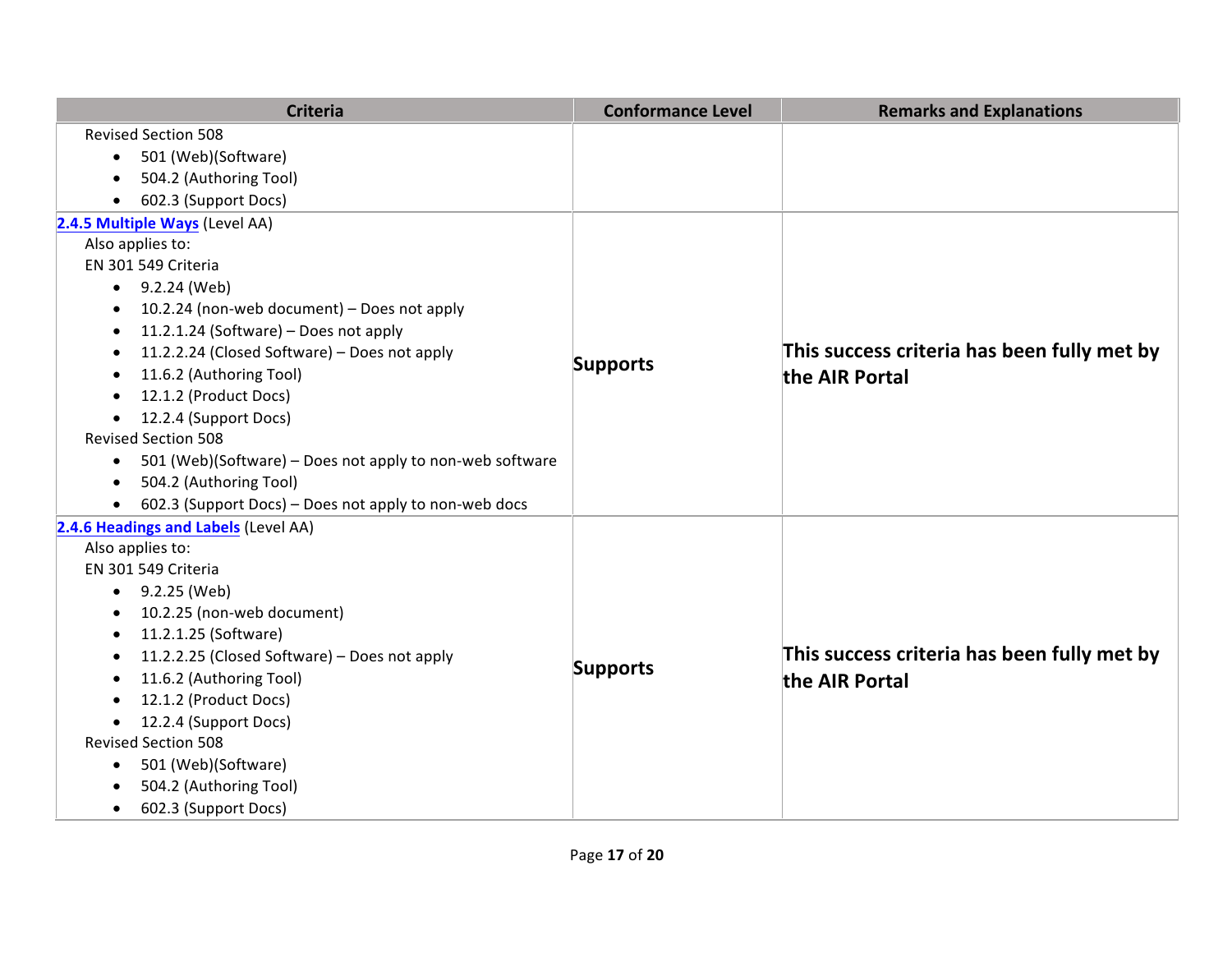| Criteria | Conformance Level | Remarks and Explanations |
|---|---|---|
| Revised Section 508<br>• 501 (Web)(Software)<br>• 504.2 (Authoring Tool)<br>• 602.3 (Support Docs) | | |
| [2.4.5 Multiple Ways](#) (Level AA)<br>Also applies to:<br>EN 301 549 Criteria<br>• 9.2.24 (Web)<br>• 10.2.24 (non-web document) – Does not apply<br>• 11.2.1.24 (Software) – Does not apply<br>• 11.2.2.24 (Closed Software) – Does not apply<br>• 11.6.2 (Authoring Tool)<br>• 12.1.2 (Product Docs)<br>• 12.2.4 (Support Docs)<br>Revised Section 508<br>• 501 (Web)(Software) – Does not apply to non-web software<br>• 504.2 (Authoring Tool)<br>• 602.3 (Support Docs) – Does not apply to non-web docs | **Supports** | **This success criteria has been fully met by the AIR Portal** |
| [2.4.6 Headings and Labels](#) (Level AA)<br>Also applies to:<br>EN 301 549 Criteria<br>• 9.2.25 (Web)<br>• 10.2.25 (non-web document)<br>• 11.2.1.25 (Software)<br>• 11.2.2.25 (Closed Software) – Does not apply<br>• 11.6.2 (Authoring Tool)<br>• 12.1.2 (Product Docs)<br>• 12.2.4 (Support Docs)<br>Revised Section 508<br>• 501 (Web)(Software)<br>• 504.2 (Authoring Tool)<br>• 602.3 (Support Docs) | **Supports** | **This success criteria has been fully met by the AIR Portal** |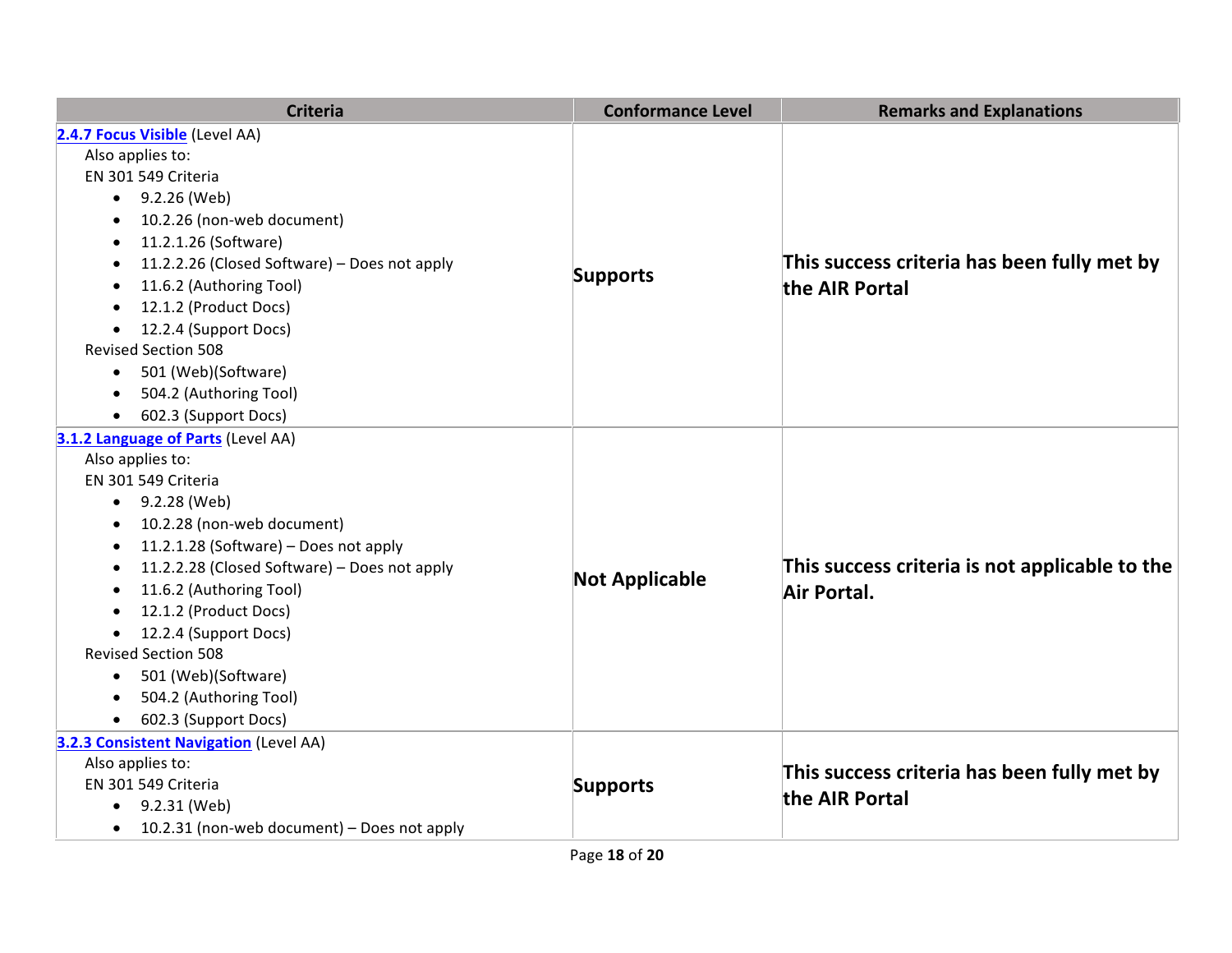| Criteria | Conformance Level | Remarks and Explanations |
| --- | --- | --- |
| **2.4.7 Focus Visible** (Level AA)<br>Also applies to:<br>EN 301 549 Criteria<br>• 9.2.26 (Web)<br>• 10.2.26 (non-web document)<br>• 11.2.1.26 (Software)<br>• 11.2.2.26 (Closed Software) – Does not apply<br>• 11.6.2 (Authoring Tool)<br>• 12.1.2 (Product Docs)<br>• 12.2.4 (Support Docs)<br>Revised Section 508<br>• 501 (Web)(Software)<br>• 504.2 (Authoring Tool)<br>• 602.3 (Support Docs) | **Supports** | **This success criteria has been fully met by the AIR Portal** |
| **3.1.2 Language of Parts** (Level AA)<br>Also applies to:<br>EN 301 549 Criteria<br>• 9.2.28 (Web)<br>• 10.2.28 (non-web document)<br>• 11.2.1.28 (Software) – Does not apply<br>• 11.2.2.28 (Closed Software) – Does not apply<br>• 11.6.2 (Authoring Tool)<br>• 12.1.2 (Product Docs)<br>• 12.2.4 (Support Docs)<br>Revised Section 508<br>• 501 (Web)(Software)<br>• 504.2 (Authoring Tool)<br>• 602.3 (Support Docs) | **Not Applicable** | **This success criteria is not applicable to the Air Portal.** |
| **3.2.3 Consistent Navigation** (Level AA)<br>Also applies to:<br>EN 301 549 Criteria<br>• 9.2.31 (Web)<br>• 10.2.31 (non-web document) – Does not apply | **Supports** | **This success criteria has been fully met by the AIR Portal** |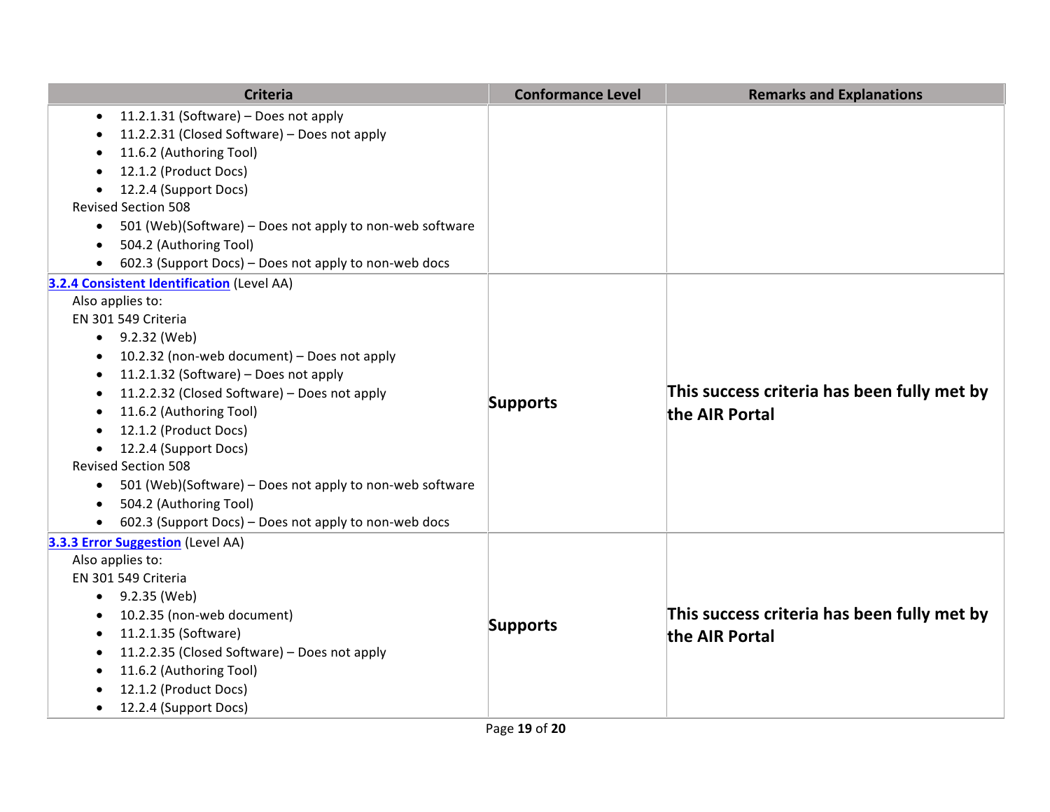| Criteria | Conformance Level | Remarks and Explanations |
| --- | --- | --- |
| <ul><li>11.2.1.31 (Software) – Does not apply</li><li>11.2.2.31 (Closed Software) – Does not apply</li><li>11.6.2 (Authoring Tool)</li><li>12.1.2 (Product Docs)</li><li>12.2.4 (Support Docs)</li></ul>Revised Section 508<ul><li>501 (Web)(Software) – Does not apply to non-web software</li><li>504.2 (Authoring Tool)</li><li>602.3 (Support Docs) – Does not apply to non-web docs</li></ul> | | |
| **3.2.4 Consistent Identification** (Level AA)<br>Also applies to:<br>EN 301 549 Criteria<ul><li>9.2.32 (Web)</li><li>10.2.32 (non-web document) – Does not apply</li><li>11.2.1.32 (Software) – Does not apply</li><li>11.2.2.32 (Closed Software) – Does not apply</li><li>11.6.2 (Authoring Tool)</li><li>12.1.2 (Product Docs)</li><li>12.2.4 (Support Docs)</li></ul>Revised Section 508<ul><li>501 (Web)(Software) – Does not apply to non-web software</li><li>504.2 (Authoring Tool)</li><li>602.3 (Support Docs) – Does not apply to non-web docs</li></ul> | **Supports** | **This success criteria has been fully met by the AIR Portal** |
| **3.3.3 Error Suggestion** (Level AA)<br>Also applies to:<br>EN 301 549 Criteria<ul><li>9.2.35 (Web)</li><li>10.2.35 (non-web document)</li><li>11.2.1.35 (Software)</li><li>11.2.2.35 (Closed Software) – Does not apply</li><li>11.6.2 (Authoring Tool)</li><li>12.1.2 (Product Docs)</li><li>12.2.4 (Support Docs)</li></ul> | **Supports** | **This success criteria has been fully met by the AIR Portal** |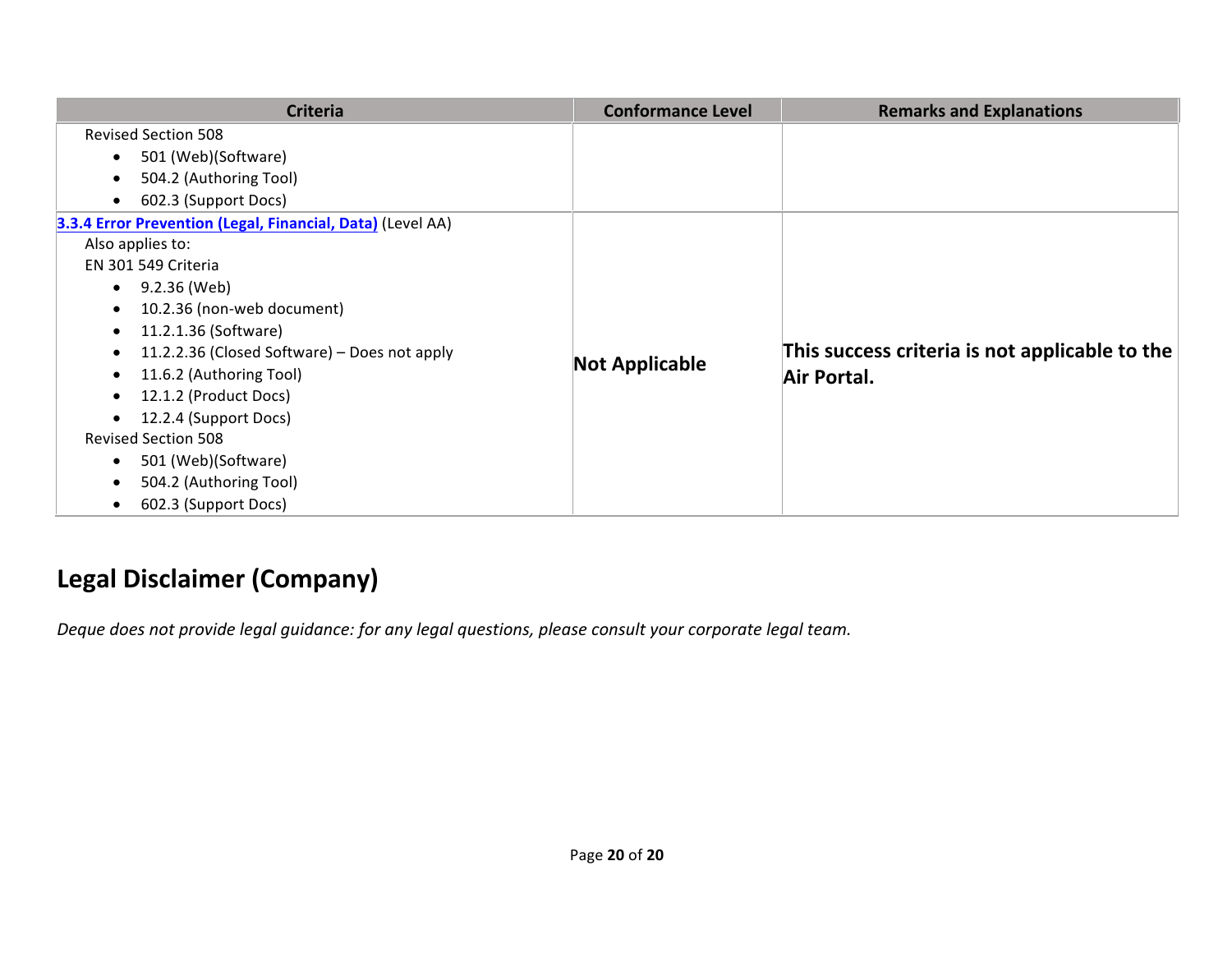| Criteria | Conformance Level | Remarks and Explanations |
|---|---|---|
| Revised Section 508<br>• 501 (Web)(Software)<br>• 504.2 (Authoring Tool)<br>• 602.3 (Support Docs) | | |
| **3.3.4 Error Prevention (Legal, Financial, Data)** (Level AA)<br>Also applies to:<br>EN 301 549 Criteria<br>• 9.2.36 (Web)<br>• 10.2.36 (non-web document)<br>• 11.2.1.36 (Software)<br>• 11.2.2.36 (Closed Software) – Does not apply<br>• 11.6.2 (Authoring Tool)<br>• 12.1.2 (Product Docs)<br>• 12.2.4 (Support Docs)<br>Revised Section 508<br>• 501 (Web)(Software)<br>• 504.2 (Authoring Tool)<br>• 602.3 (Support Docs) | **Not Applicable** | **This success criteria is not applicable to the Air Portal.** |

## Legal Disclaimer (Company)

*Deque does not provide legal guidance: for any legal questions, please consult your corporate legal team.*